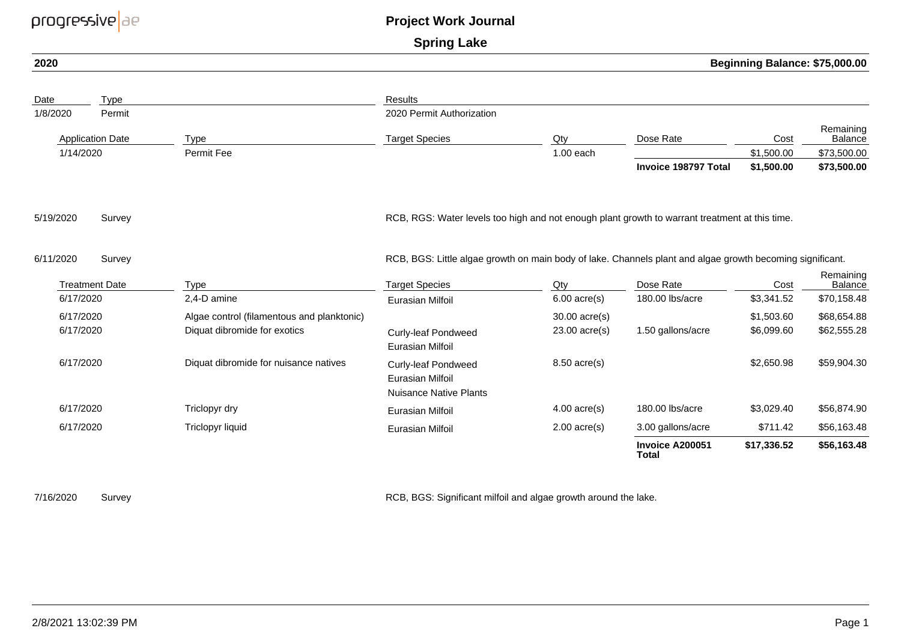# Project Work Journal

## Spring Lake

**2020** — **Beginning Balance: $75,000.00**

| Date | Type | Results |
|---|---|---|
| 1/8/2020 | Permit | 2020 Permit Authorization |

| Application Date | Type | Target Species | Qty | Dose Rate | Cost | Remaining Balance |
|---|---|---|---|---|---|---|
| 1/14/2020 | Permit Fee | | 1.00 each | | $1,500.00 | $73,500.00 |
| | | | | **Invoice 198797 Total** | **$1,500.00** | **$73,500.00** |

| Date | Type | Results |
|---|---|---|
| 5/19/2020 | Survey | RCB, RGS: Water levels too high and not enough plant growth to warrant treatment at this time. |
| 6/11/2020 | Survey | RCB, BGS: Little algae growth on main body of lake. Channels plant and algae growth becoming significant. |

| Treatment Date | Type | Target Species | Qty | Dose Rate | Cost | Remaining Balance |
|---|---|---|---|---|---|---|
| 6/17/2020 | 2,4-D amine | Eurasian Milfoil | 6.00 acre(s) | 180.00 lbs/acre | $3,341.52 | $70,158.48 |
| 6/17/2020 | Algae control (filamentous and planktonic) | | 30.00 acre(s) | | $1,503.60 | $68,654.88 |
| 6/17/2020 | Diquat dibromide for exotics | Curly-leaf Pondweed<br>Eurasian Milfoil | 23.00 acre(s) | 1.50 gallons/acre | $6,099.60 | $62,555.28 |
| 6/17/2020 | Diquat dibromide for nuisance natives | Curly-leaf Pondweed<br>Eurasian Milfoil<br>Nuisance Native Plants | 8.50 acre(s) | | $2,650.98 | $59,904.30 |
| 6/17/2020 | Triclopyr dry | Eurasian Milfoil | 4.00 acre(s) | 180.00 lbs/acre | $3,029.40 | $56,874.90 |
| 6/17/2020 | Triclopyr liquid | Eurasian Milfoil | 2.00 acre(s) | 3.00 gallons/acre | $711.42 | $56,163.48 |
| | | | | **Invoice A200051 Total** | **$17,336.52** | **$56,163.48** |

| Date | Type | Results |
|---|---|---|
| 7/16/2020 | Survey | RCB, BGS: Significant milfoil and algae growth around the lake. |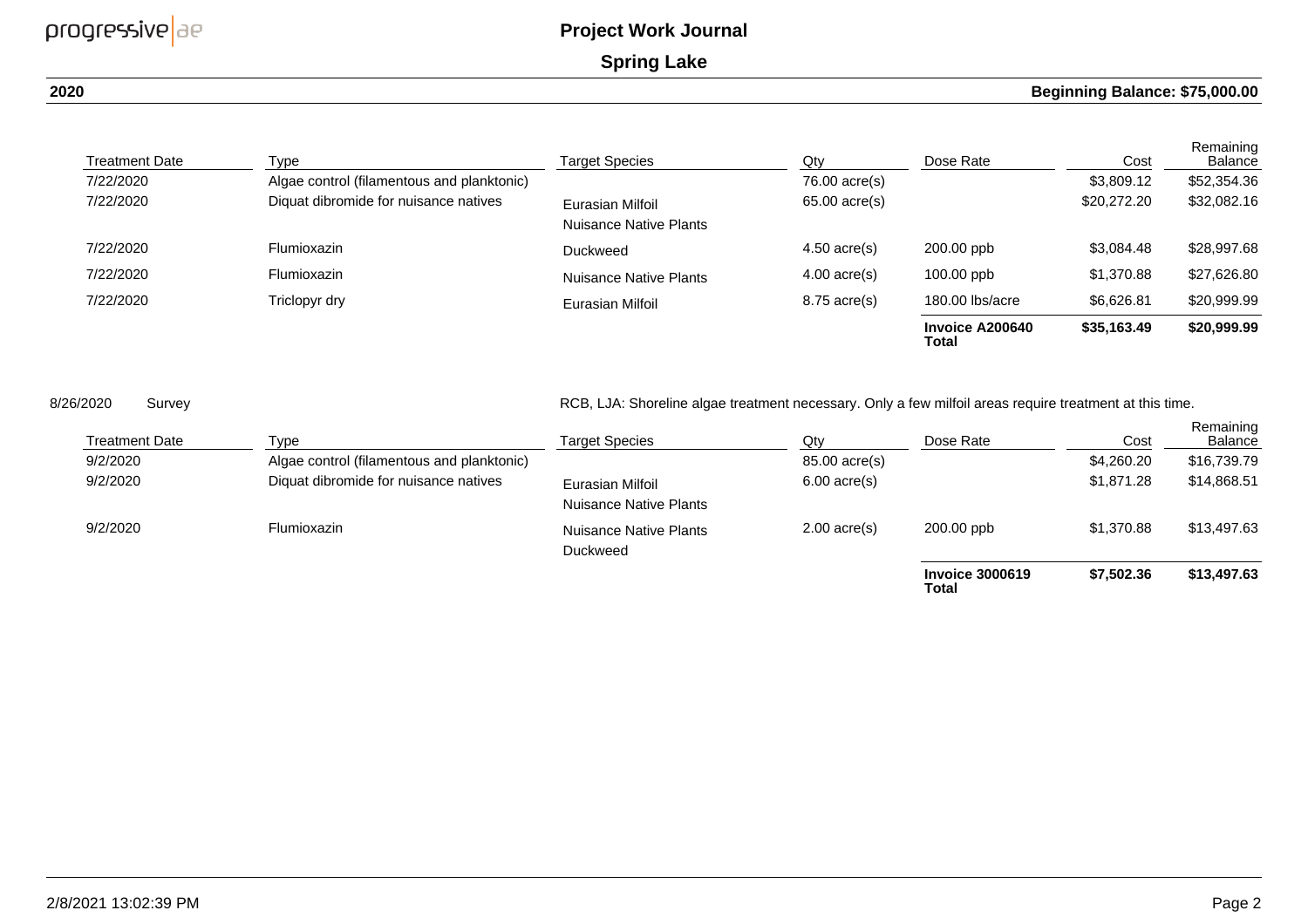# Project Work Journal

## Spring Lake

**2020** **Beginning Balance: $75,000.00**

| Treatment Date | Type | Target Species | Qty | Dose Rate | Cost | Remaining Balance |
|---|---|---|---|---|---|---|
| 7/22/2020 | Algae control (filamentous and planktonic) | | 76.00 acre(s) | | $3,809.12 | $52,354.36 |
| 7/22/2020 | Diquat dibromide for nuisance natives | Eurasian Milfoil<br>Nuisance Native Plants | 65.00 acre(s) | | $20,272.20 | $32,082.16 |
| 7/22/2020 | Flumioxazin | Duckweed | 4.50 acre(s) | 200.00 ppb | $3,084.48 | $28,997.68 |
| 7/22/2020 | Flumioxazin | Nuisance Native Plants | 4.00 acre(s) | 100.00 ppb | $1,370.88 | $27,626.80 |
| 7/22/2020 | Triclopyr dry | Eurasian Milfoil | 8.75 acre(s) | 180.00 lbs/acre | $6,626.81 | $20,999.99 |
| | | | | **Invoice A200640 Total** | **$35,163.49** | **$20,999.99** |

8/26/2020 Survey RCB, LJA: Shoreline algae treatment necessary. Only a few milfoil areas require treatment at this time.

| Treatment Date | Type | Target Species | Qty | Dose Rate | Cost | Remaining Balance |
|---|---|---|---|---|---|---|
| 9/2/2020 | Algae control (filamentous and planktonic) | | 85.00 acre(s) | | $4,260.20 | $16,739.79 |
| 9/2/2020 | Diquat dibromide for nuisance natives | Eurasian Milfoil<br>Nuisance Native Plants | 6.00 acre(s) | | $1,871.28 | $14,868.51 |
| 9/2/2020 | Flumioxazin | Nuisance Native Plants<br>Duckweed | 2.00 acre(s) | 200.00 ppb | $1,370.88 | $13,497.63 |
| | | | | **Invoice 3000619 Total** | **$7,502.36** | **$13,497.63** |

2/8/2021 13:02:39 PM